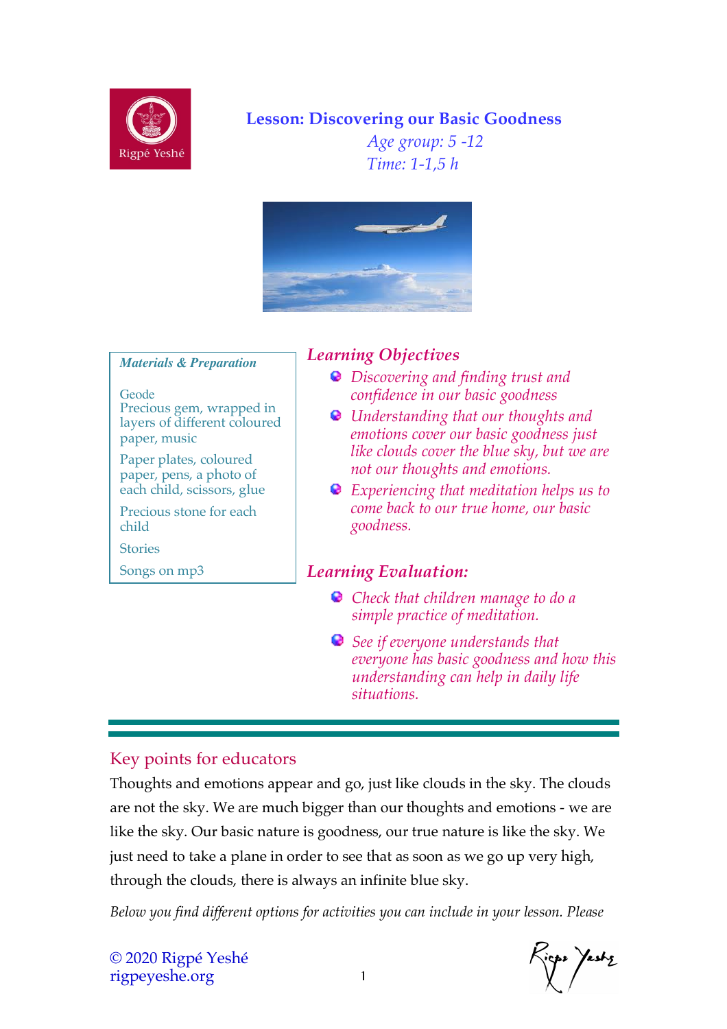# Lesson: Discovering our Basic Goodness

*Age group: 5 -12*

*Time: 1-1,5 h*

### *Materials & Preparation*

Geode
Precious gem, wrapped in layers of different coloured paper, music

Paper plates, coloured paper, pens, a photo of each child, scissors, glue

Precious stone for each child

Stories

Songs on mp3

## *Learning Objectives*

- *Discovering and finding trust and confidence in our basic goodness*
- *Understanding that our thoughts and emotions cover our basic goodness just like clouds cover the blue sky, but we are not our thoughts and emotions.*
- *Experiencing that meditation helps us to come back to our true home, our basic goodness.*

## *Learning Evaluation:*

- *Check that children manage to do a simple practice of meditation.*
- *See if everyone understands that everyone has basic goodness and how this understanding can help in daily life situations.*

## Key points for educators

Thoughts and emotions appear and go, just like clouds in the sky. The clouds are not the sky. We are much bigger than our thoughts and emotions - we are like the sky. Our basic nature is goodness, our true nature is like the sky. We just need to take a plane in order to see that as soon as we go up very high, through the clouds, there is always an infinite blue sky.

*Below you find different options for activities you can include in your lesson. Please*

© 2020 Rigpé Yeshé
rigpeyeshe.org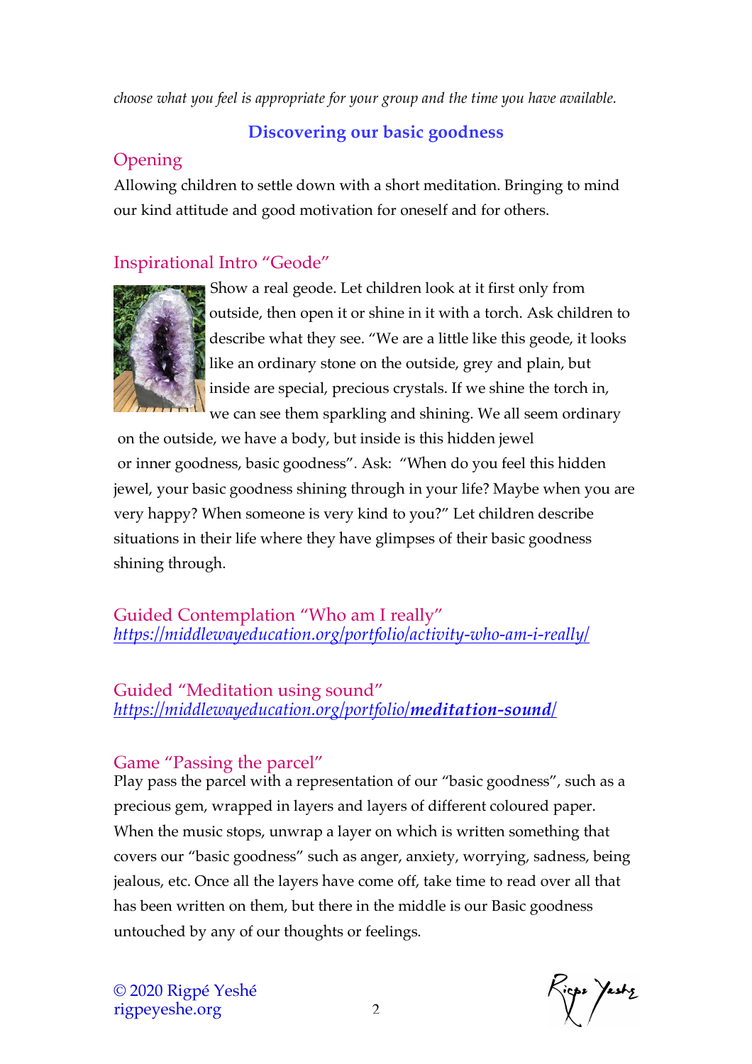*choose what you feel is appropriate for your group and the time you have available.*

## Discovering our basic goodness

### Opening

Allowing children to settle down with a short meditation. Bringing to mind our kind attitude and good motivation for oneself and for others.

### Inspirational Intro "Geode"

Show a real geode. Let children look at it first only from outside, then open it or shine in it with a torch. Ask children to describe what they see. "We are a little like this geode, it looks like an ordinary stone on the outside, grey and plain, but inside are special, precious crystals. If we shine the torch in, we can see them sparkling and shining. We all seem ordinary on the outside, we have a body, but inside is this hidden jewel or inner goodness, basic goodness". Ask: "When do you feel this hidden jewel, your basic goodness shining through in your life? Maybe when you are very happy? When someone is very kind to you?" Let children describe situations in their life where they have glimpses of their basic goodness shining through.

### Guided Contemplation "Who am I really"

*https://middlewayeducation.org/portfolio/activity-who-am-i-really/*

### Guided "Meditation using sound"

*https://middlewayeducation.org/portfolio/**meditation-sound**/*

### Game "Passing the parcel"

Play pass the parcel with a representation of our "basic goodness", such as a precious gem, wrapped in layers and layers of different coloured paper. When the music stops, unwrap a layer on which is written something that covers our "basic goodness" such as anger, anxiety, worrying, sadness, being jealous, etc. Once all the layers have come off, take time to read over all that has been written on them, but there in the middle is our Basic goodness untouched by any of our thoughts or feelings.

© 2020 Rigpé Yeshé
rigpeyeshe.org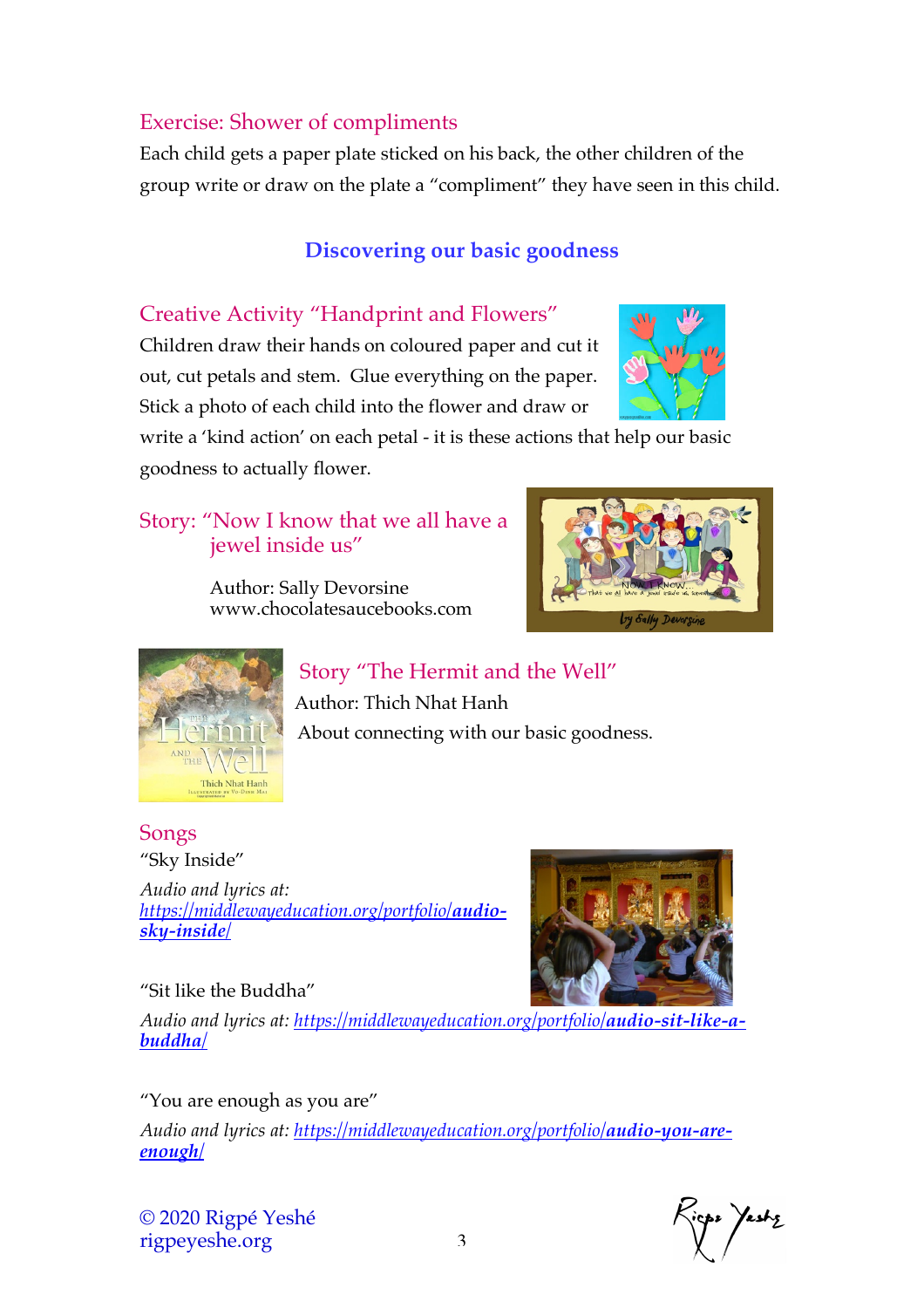## Exercise: Shower of compliments

Each child gets a paper plate sticked on his back, the other children of the group write or draw on the plate a "compliment" they have seen in this child.

# Discovering our basic goodness

## Creative Activity "Handprint and Flowers"

Children draw their hands on coloured paper and cut it out, cut petals and stem. Glue everything on the paper. Stick a photo of each child into the flower and draw or write a 'kind action' on each petal - it is these actions that help our basic goodness to actually flower.

## Story: "Now I know that we all have a jewel inside us"

Author: Sally Devorsine
www.chocolatesaucebooks.com

## Story "The Hermit and the Well"

Author: Thich Nhat Hanh

About connecting with our basic goodness.

## Songs

"Sky Inside"

*Audio and lyrics at:* [*https://middlewayeducation.org/portfolio/**audio-sky-inside**/*](https://middlewayeducation.org/portfolio/audio-sky-inside/)

"Sit like the Buddha"

*Audio and lyrics at:* [*https://middlewayeducation.org/portfolio/**audio-sit-like-a-buddha**/*](https://middlewayeducation.org/portfolio/audio-sit-like-a-buddha/)

"You are enough as you are"

*Audio and lyrics at:* [*https://middlewayeducation.org/portfolio/**audio-you-are-enough**/*](https://middlewayeducation.org/portfolio/audio-you-are-enough/)

© 2020 Rigpé Yeshé
rigpeyeshe.org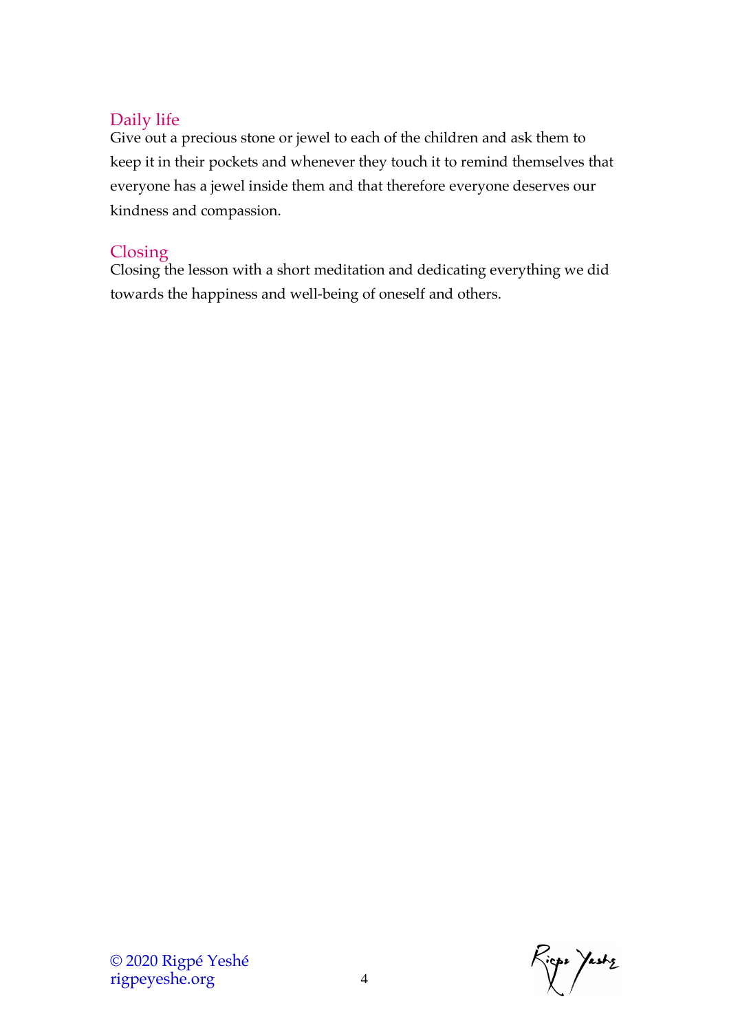## Daily life

Give out a precious stone or jewel to each of the children and ask them to keep it in their pockets and whenever they touch it to remind themselves that everyone has a jewel inside them and that therefore everyone deserves our kindness and compassion.

## Closing

Closing the lesson with a short meditation and dedicating everything we did towards the happiness and well-being of oneself and others.

© 2020 Rigpé Yeshé
rigpeyeshe.org